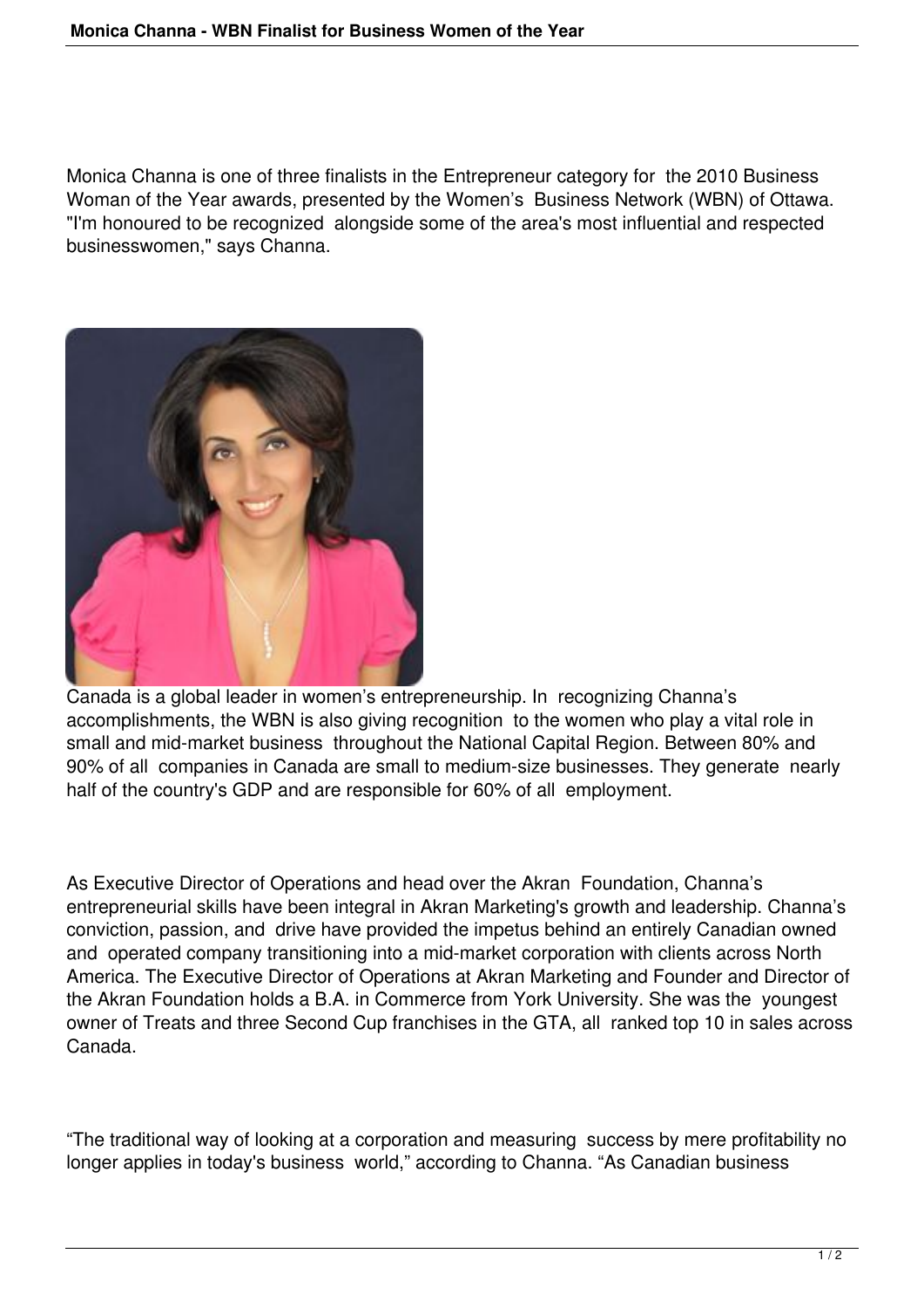Monica Channa is one of three finalists in the Entrepreneur category for the 2010 Business Woman of the Year awards, presented by the Women's Business Network (WBN) of Ottawa. "I'm honoured to be recognized alongside some of the area's most influential and respected businesswomen," says Channa.

Canada is a global leader in women's entrepreneurship. In recognizing Channa's accomplishments, the WBN is also giving recognition to the women who play a vital role in small and mid-market business throughout the National Capital Region. Between 80% and 90% of all companies in Canada are small to medium-size businesses. They generate nearly half of the country's GDP and are responsible for 60% of all employment.

As Executive Director of Operations and head over the Akran Foundation, Channa's entrepreneurial skills have been integral in Akran Marketing's growth and leadership. Channa's conviction, passion, and drive have provided the impetus behind an entirely Canadian owned and operated company transitioning into a mid-market corporation with clients across North America. The Executive Director of Operations at Akran Marketing and Founder and Director of the Akran Foundation holds a B.A. in Commerce from York University. She was the youngest owner of Treats and three Second Cup franchises in the GTA, all ranked top 10 in sales across Canada.

"The traditional way of looking at a corporation and measuring success by mere profitability no longer applies in today's business world," according to Channa. "As Canadian business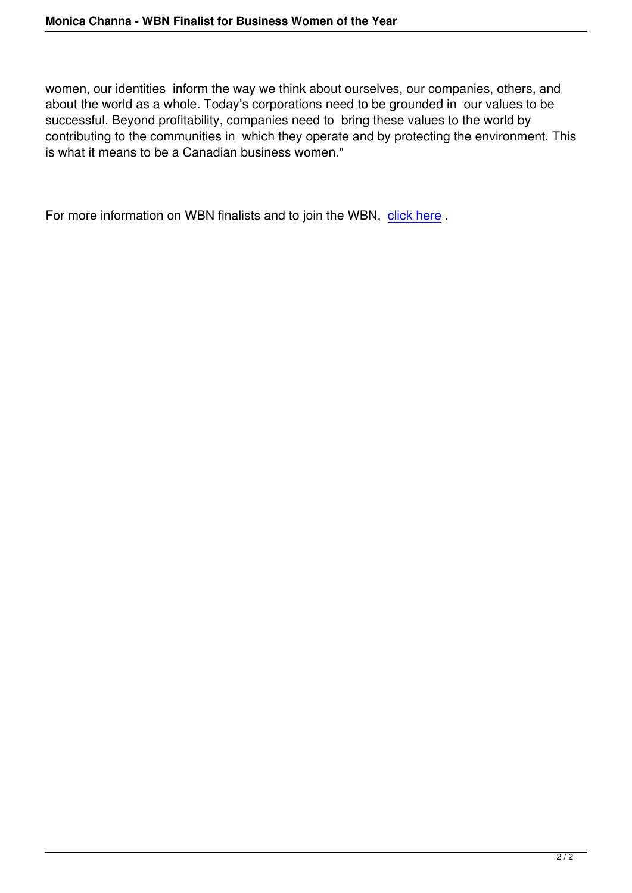women, our identities inform the way we think about ourselves, our companies, others, and about the world as a whole. Today's corporations need to be grounded in our values to be successful. Beyond profitability, companies need to bring these values to the world by contributing to the communities in which they operate and by protecting the environment. This is what it means to be a Canadian business women."

For more information on WBN finalists and to join the WBN, click here .